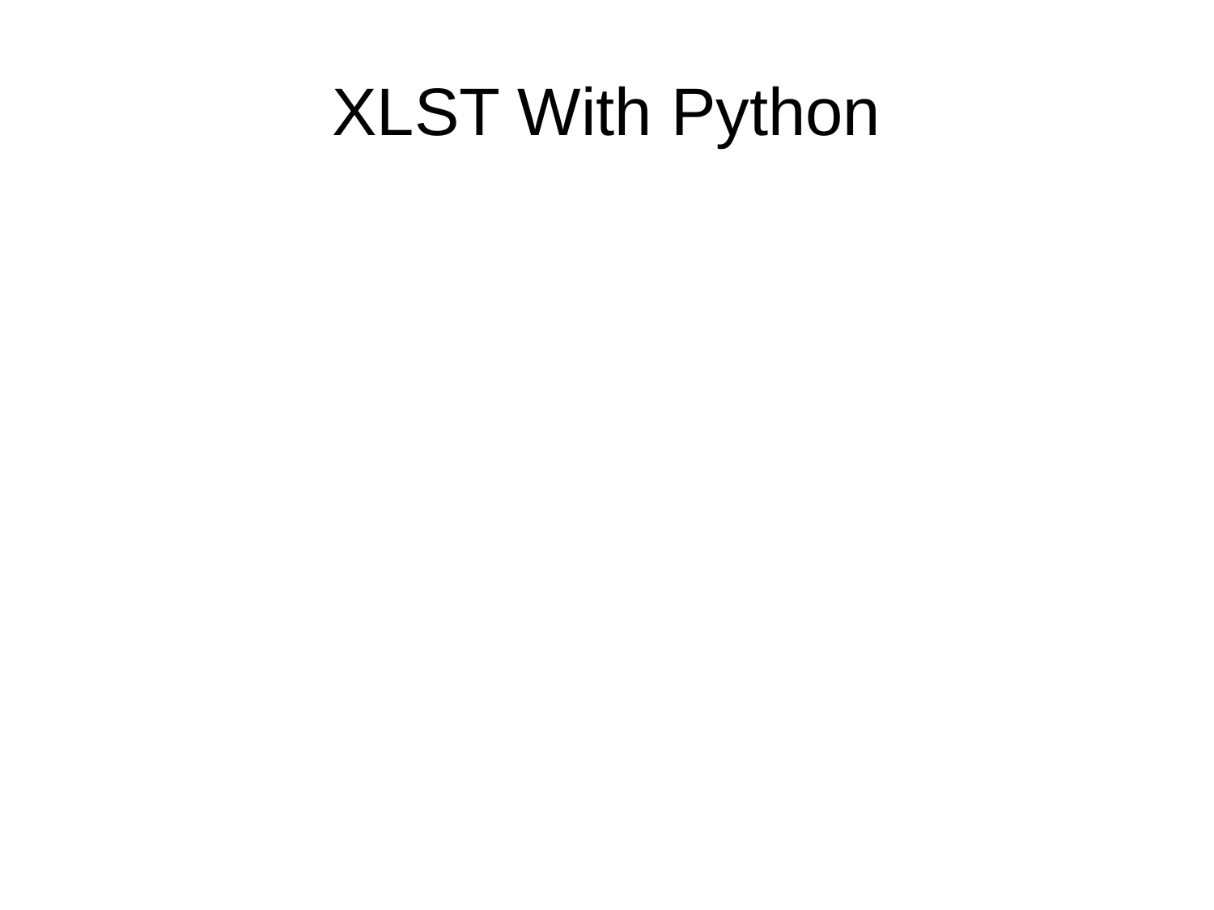# XLST With Python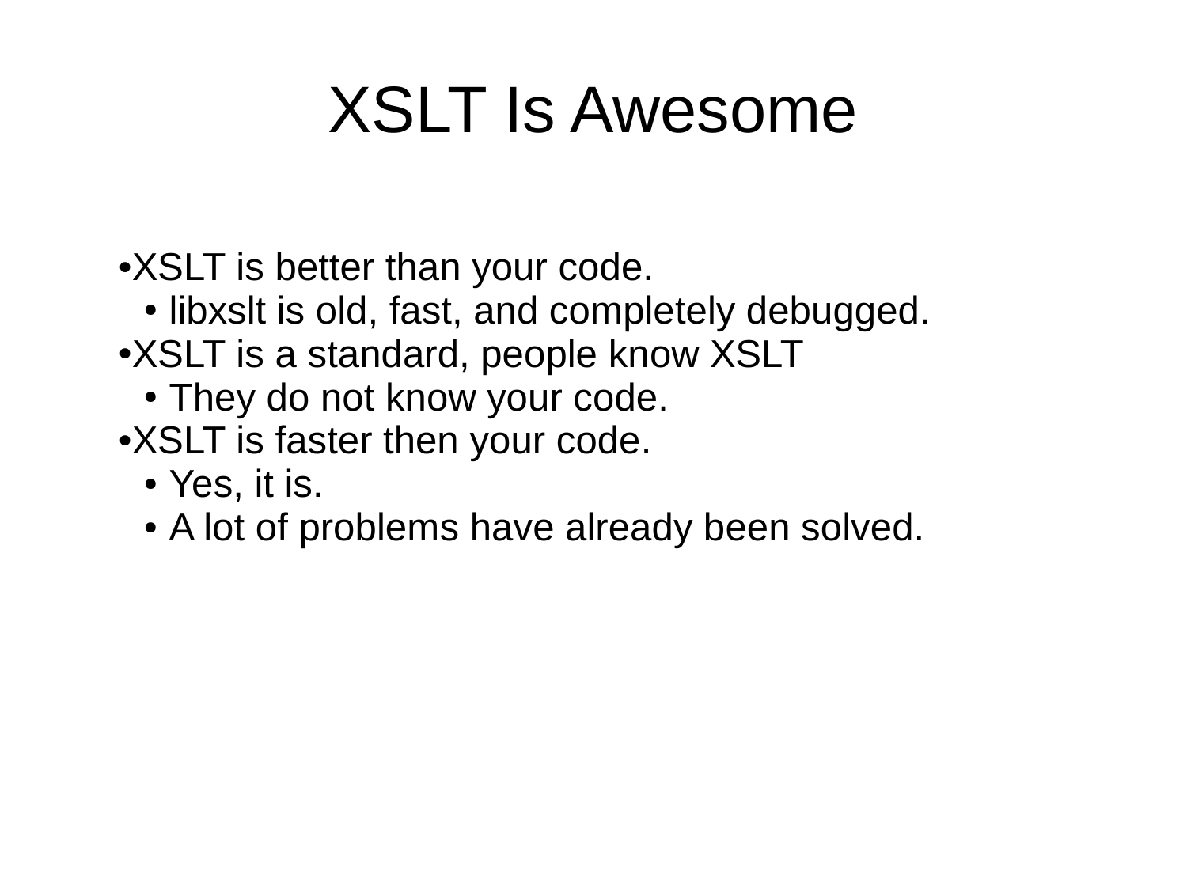# XSLT Is Awesome

- XSLT is better than your code.
  - libxslt is old, fast, and completely debugged.
- XSLT is a standard, people know XSLT
  - They do not know your code.
- XSLT is faster then your code.
  - Yes, it is.
  - A lot of problems have already been solved.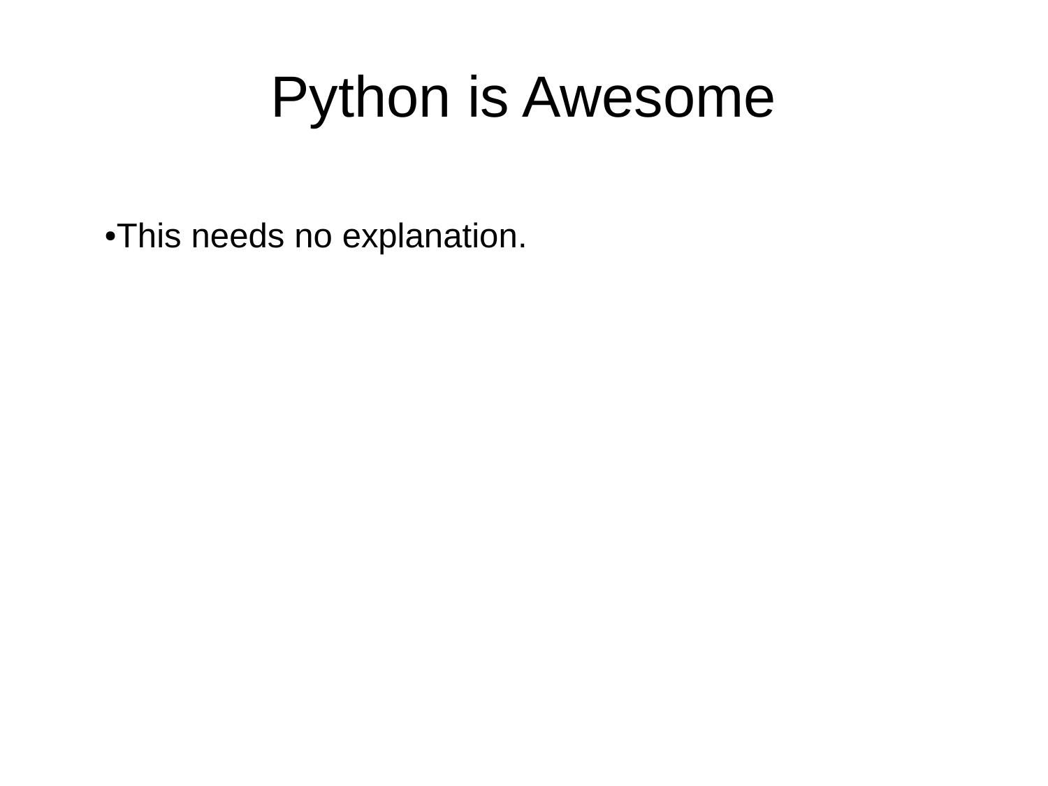# Python is Awesome

- This needs no explanation.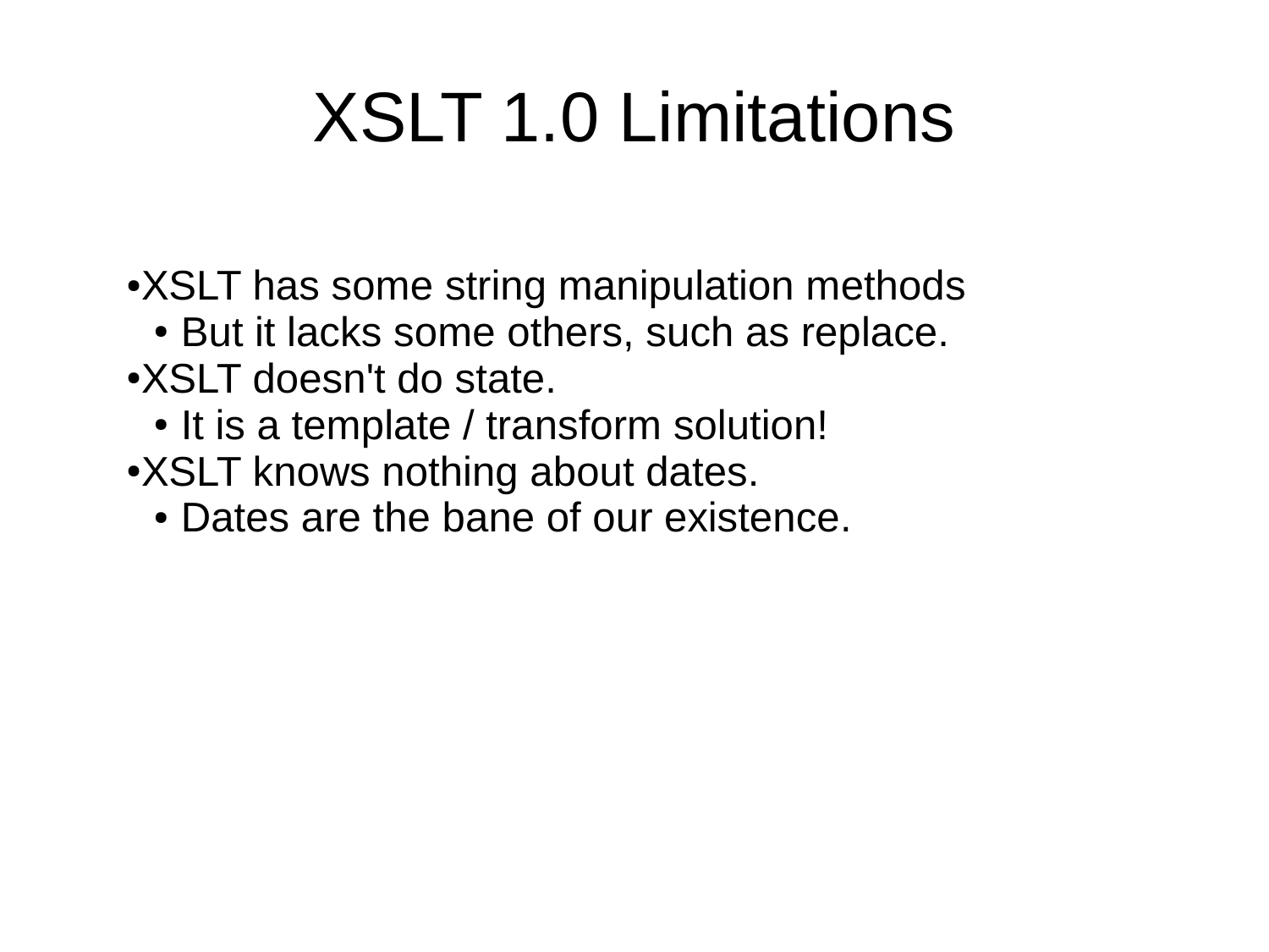# XSLT 1.0 Limitations

- XSLT has some string manipulation methods
  - But it lacks some others, such as replace.
- XSLT doesn't do state.
  - It is a template / transform solution!
- XSLT knows nothing about dates.
  - Dates are the bane of our existence.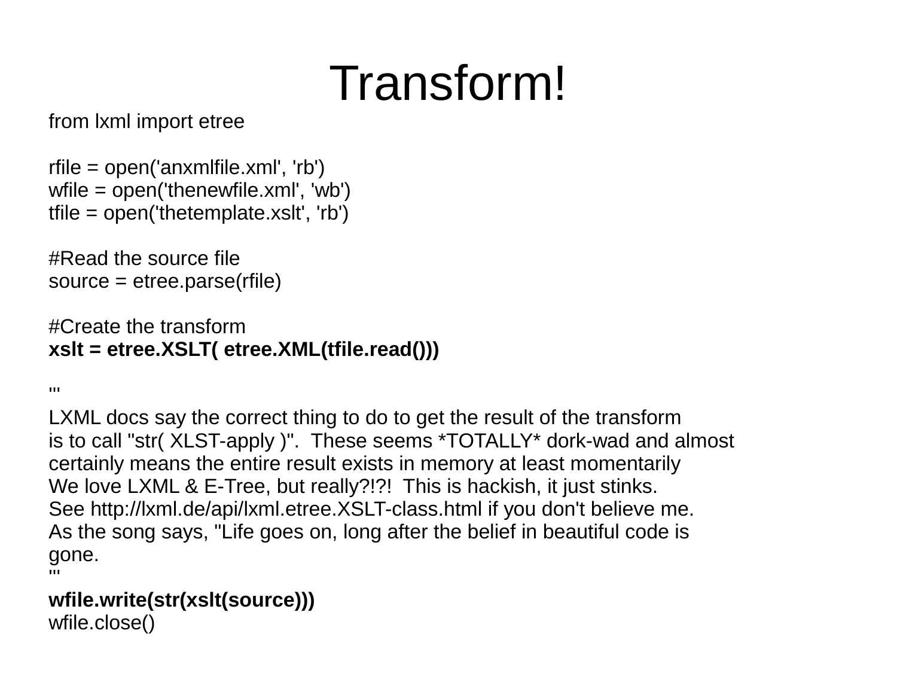# Transform!

```
from lxml import etree

rfile = open('anxmlfile.xml', 'rb')
wfile = open('thenewfile.xml', 'wb')
tfile = open('thetemplate.xslt', 'rb')

#Read the source file
source = etree.parse(rfile)

#Create the transform
xslt = etree.XSLT( etree.XML(tfile.read()))

'''
LXML docs say the correct thing to do to get the result of the transform
is to call "str( XLST-apply )".  These seems *TOTALLY* dork-wad and almost
certainly means the entire result exists in memory at least momentarily
We love LXML & E-Tree, but really?!?!  This is hackish, it just stinks.
See http://lxml.de/api/lxml.etree.XSLT-class.html if you don't believe me.
As the song says, "Life goes on, long after the belief in beautiful code is
gone.
'''
wfile.write(str(xslt(source)))
wfile.close()
```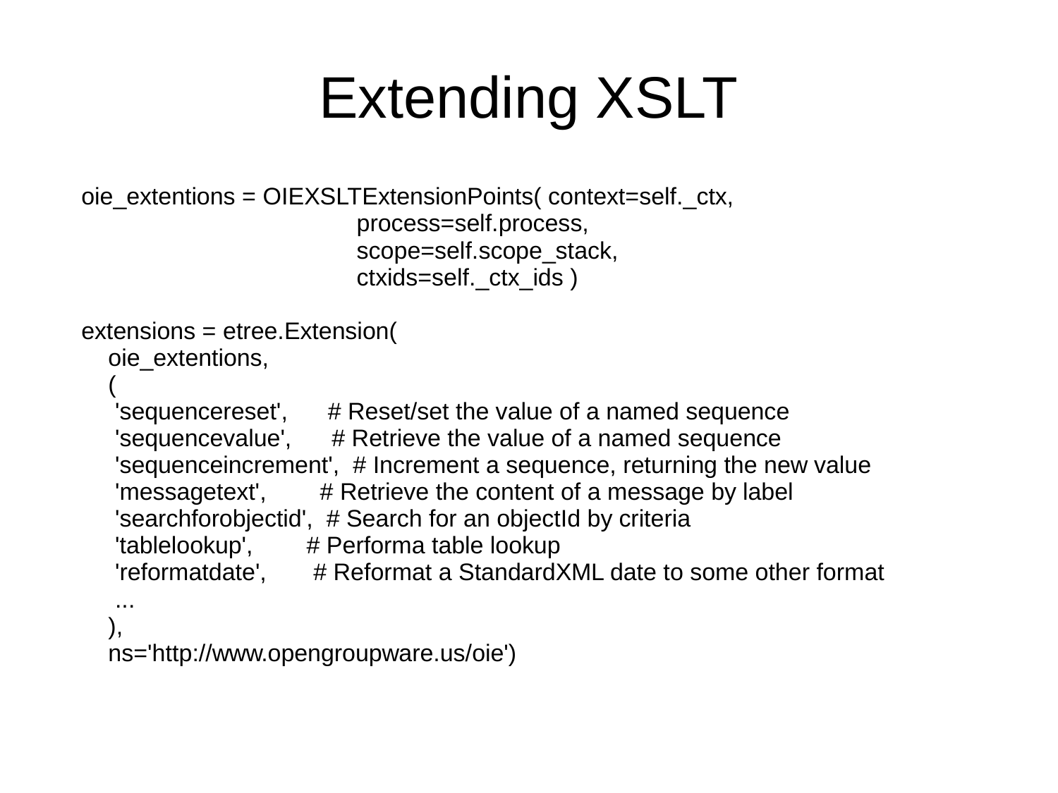# Extending XSLT

```
oie_extentions = OIEXSLTExtensionPoints( context=self._ctx,
                        process=self.process,
                        scope=self.scope_stack,
                        ctxids=self._ctx_ids )

extensions = etree.Extension(
    oie_extentions,
    (
     'sequencereset',      # Reset/set the value of a named sequence
     'sequencevalue',      # Retrieve the value of a named sequence
     'sequenceincrement',  # Increment a sequence, returning the new value
     'messagetext',        # Retrieve the content of a message by label
     'searchforobjectid',  # Search for an objectId by criteria
     'tablelookup',        # Performa table lookup
     'reformatdate',       # Reformat a StandardXML date to some other format
     ...
    ),
    ns='http://www.opengroupware.us/oie')
```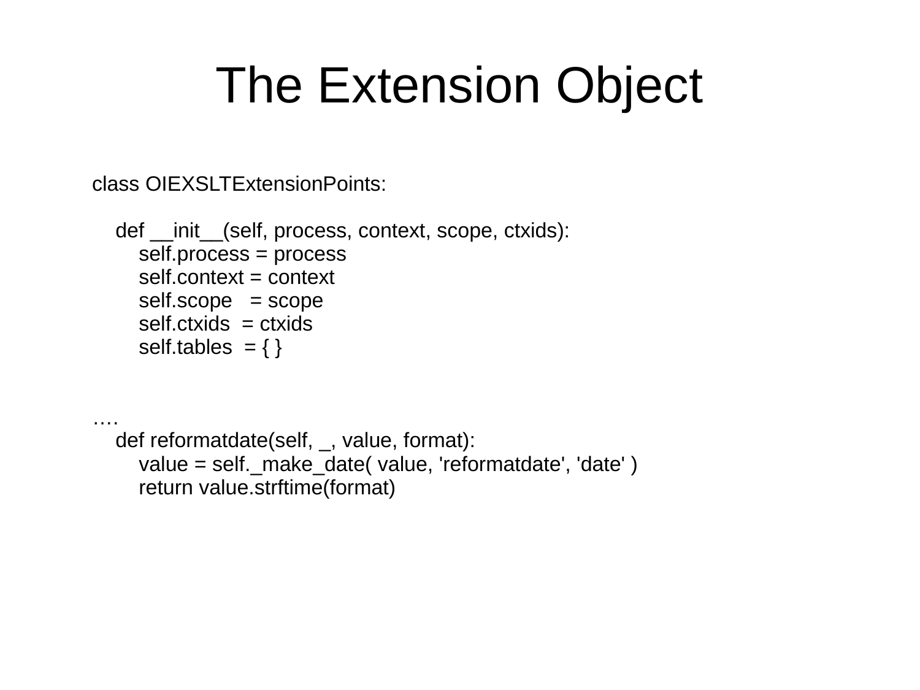# The Extension Object

```
class OIEXSLTExtensionPoints:

    def __init__(self, process, context, scope, ctxids):
        self.process = process
        self.context = context
        self.scope   = scope
        self.ctxids  = ctxids
        self.tables  = { }


….
    def reformatdate(self, _, value, format):
        value = self._make_date( value, 'reformatdate', 'date' )
        return value.strftime(format)
```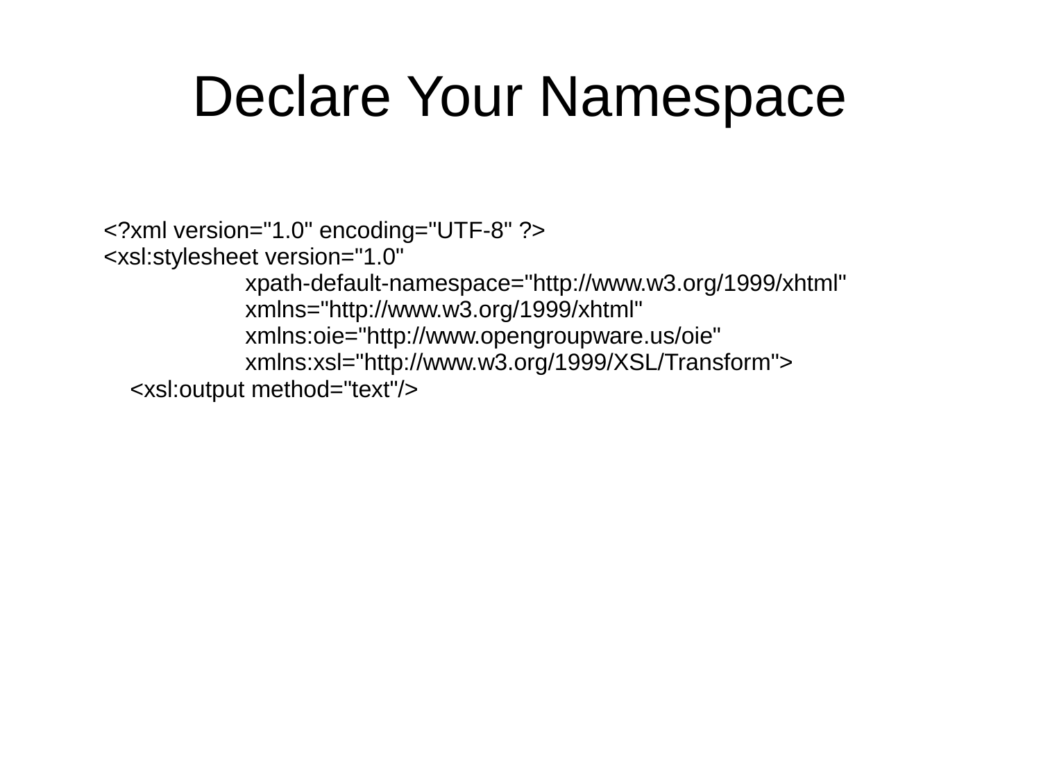# Declare Your Namespace

```
<?xml version="1.0" encoding="UTF-8" ?>
<xsl:stylesheet version="1.0"
        xpath-default-namespace="http://www.w3.org/1999/xhtml"
        xmlns="http://www.w3.org/1999/xhtml"
        xmlns:oie="http://www.opengroupware.us/oie"
        xmlns:xsl="http://www.w3.org/1999/XSL/Transform">
  <xsl:output method="text"/>
```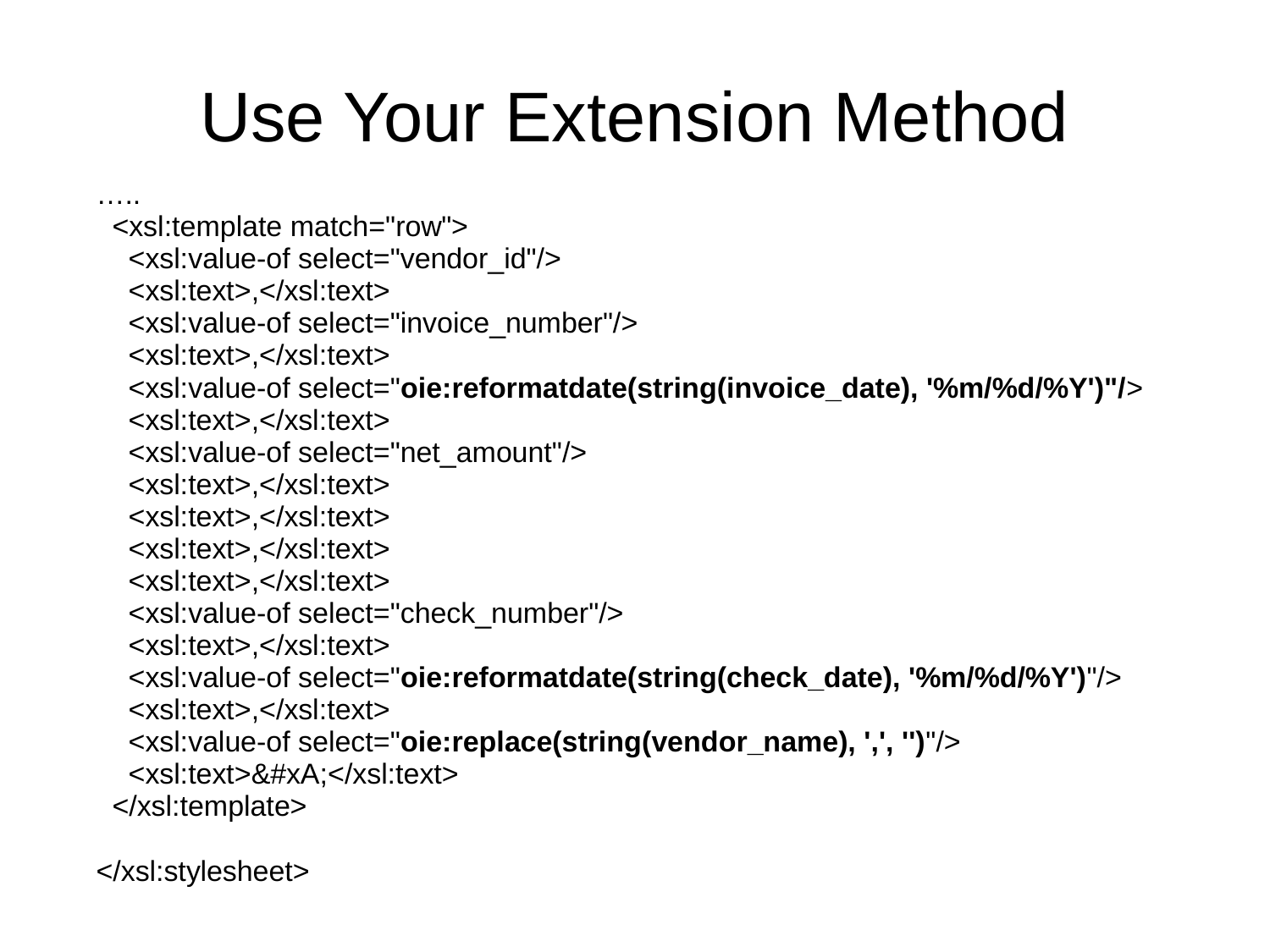# Use Your Extension Method

```
…..
  <xsl:template match="row">
    <xsl:value-of select="vendor_id"/>
    <xsl:text>,</xsl:text>
    <xsl:value-of select="invoice_number"/>
    <xsl:text>,</xsl:text>
    <xsl:value-of select="oie:reformatdate(string(invoice_date), '%m/%d/%Y')"/>
    <xsl:text>,</xsl:text>
    <xsl:value-of select="net_amount"/>
    <xsl:text>,</xsl:text>
    <xsl:text>,</xsl:text>
    <xsl:text>,</xsl:text>
    <xsl:text>,</xsl:text>
    <xsl:value-of select="check_number"/>
    <xsl:text>,</xsl:text>
    <xsl:value-of select="oie:reformatdate(string(check_date), '%m/%d/%Y')"/>
    <xsl:text>,</xsl:text>
    <xsl:value-of select="oie:replace(string(vendor_name), ',', '')"/>
    <xsl:text>&#xA;</xsl:text>
  </xsl:template>

</xsl:stylesheet>
```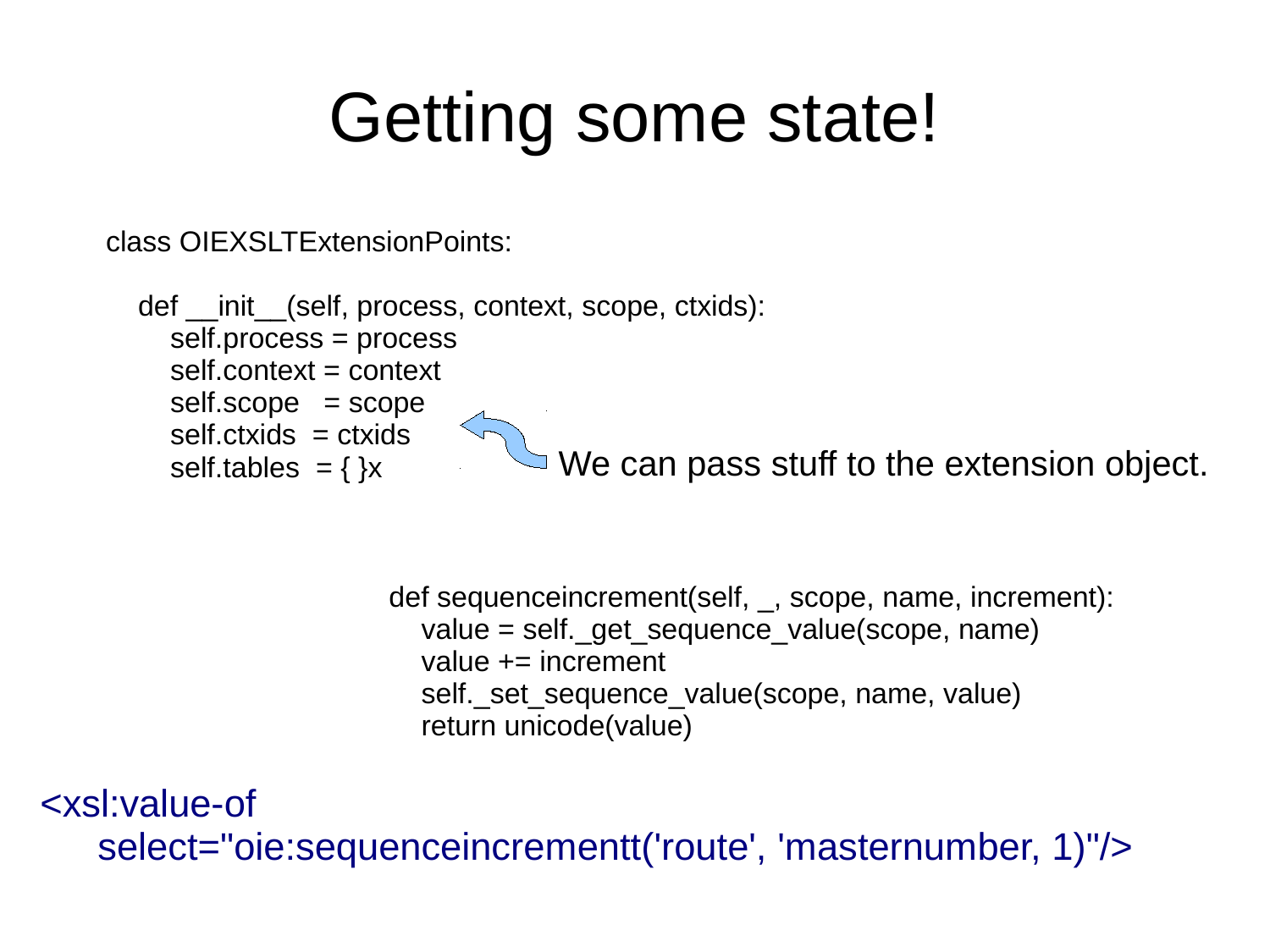# Getting some state!

```
class OIEXSLTExtensionPoints:

    def __init__(self, process, context, scope, ctxids):
        self.process = process
        self.context = context
        self.scope   = scope
        self.ctxids  = ctxids
        self.tables  = { }x
```

We can pass stuff to the extension object.

```
def sequenceincrement(self, _, scope, name, increment):
    value = self._get_sequence_value(scope, name)
    value += increment
    self._set_sequence_value(scope, name, value)
    return unicode(value)
```

```
<xsl:value-of
    select="oie:sequenceincrementt('route', 'masternumber, 1)"/>
```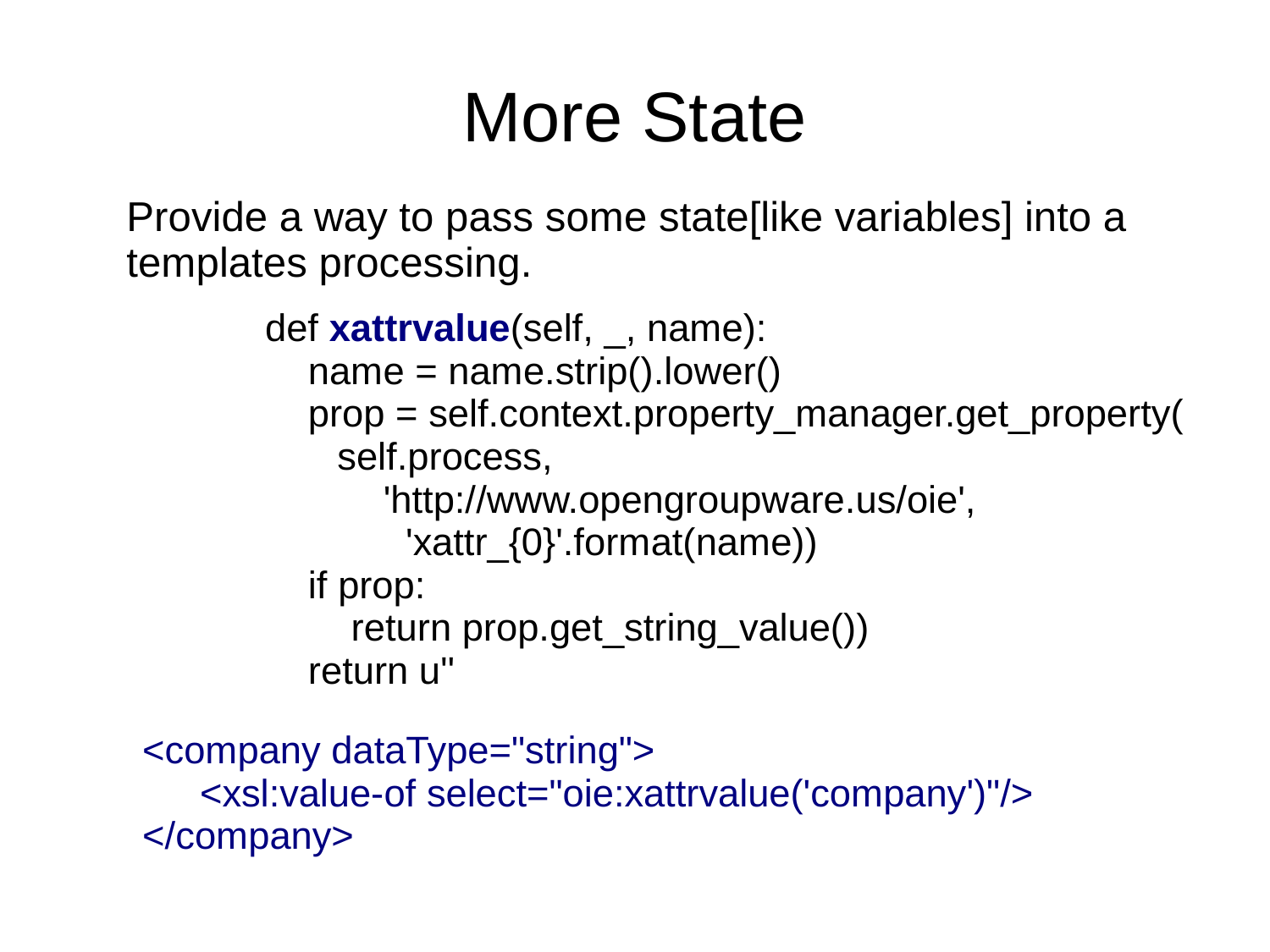# More State

Provide a way to pass some state[like variables] into a templates processing.

```
def xattrvalue(self, _, name):
    name = name.strip().lower()
    prop = self.context.property_manager.get_property(
      self.process,
          'http://www.opengroupware.us/oie',
            'xattr_{0}'.format(name))
    if prop:
        return prop.get_string_value())
    return u''
```

```
<company dataType="string">
    <xsl:value-of select="oie:xattrvalue('company')"/>
</company>
```